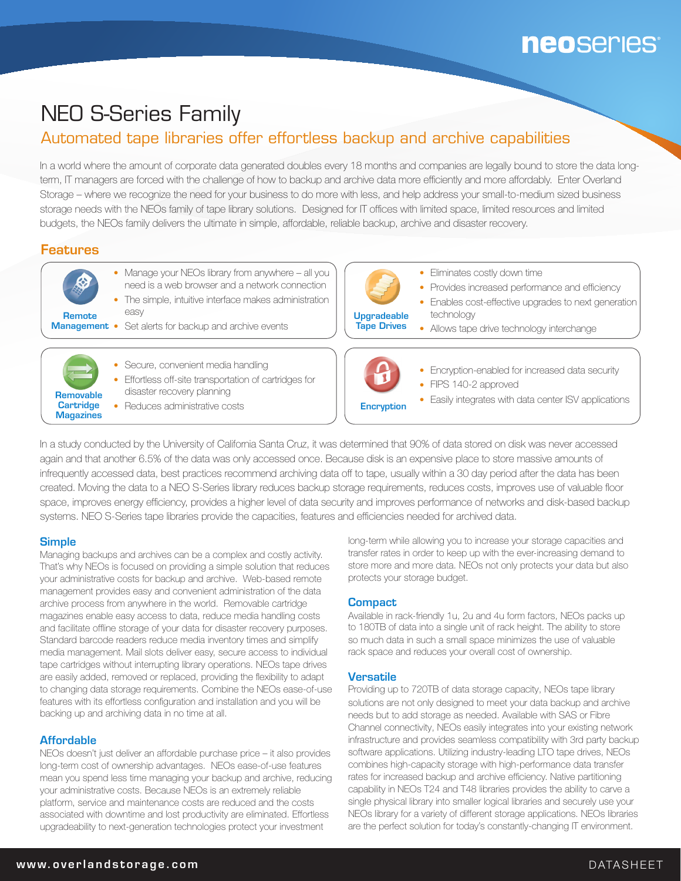neoseries®

# NEO S-Series Family

## Automated tape libraries offer effortless backup and archive capabilities

In a world where the amount of corporate data generated doubles every 18 months and companies are legally bound to store the data long-term, IT managers are forced with the challenge of how to backup and archive data more efficiently and more affordably. Enter Overland Storage – where we recognize the need for your business to do more with less, and help address your small-to-medium sized business storage needs with the NEOs family of tape library solutions. Designed for IT offices with limited space, limited resources and limited budgets, the NEOs family delivers the ultimate in simple, affordable, reliable backup, archive and disaster recovery.

## Features

**Remote Management**

- Manage your NEOs library from anywhere – all you need is a web browser and a network connection
- The simple, intuitive interface makes administration easy
- Set alerts for backup and archive events

**Upgradeable Tape Drives**

- Eliminates costly down time
- Provides increased performance and efficiency
- Enables cost-effective upgrades to next generation technology
- Allows tape drive technology interchange

**Removable Cartridge Magazines**

- Secure, convenient media handling
- Effortless off-site transportation of cartridges for disaster recovery planning
- Reduces administrative costs

**Encryption**

- Encryption-enabled for increased data security
- FIPS 140-2 approved
- Easily integrates with data center ISV applications

In a study conducted by the University of California Santa Cruz, it was determined that 90% of data stored on disk was never accessed again and that another 6.5% of the data was only accessed once. Because disk is an expensive place to store massive amounts of infrequently accessed data, best practices recommend archiving data off to tape, usually within a 30 day period after the data has been created. Moving the data to a NEO S-Series library reduces backup storage requirements, reduces costs, improves use of valuable floor space, improves energy efficiency, provides a higher level of data security and improves performance of networks and disk-based backup systems. NEO S-Series tape libraries provide the capacities, features and efficiencies needed for archived data.

### Simple

Managing backups and archives can be a complex and costly activity. That's why NEOs is focused on providing a simple solution that reduces your administrative costs for backup and archive. Web-based remote management provides easy and convenient administration of the data archive process from anywhere in the world. Removable cartridge magazines enable easy access to data, reduce media handling costs and facilitate offline storage of your data for disaster recovery purposes. Standard barcode readers reduce media inventory times and simplify media management. Mail slots deliver easy, secure access to individual tape cartridges without interrupting library operations. NEOs tape drives are easily added, removed or replaced, providing the flexibility to adapt to changing data storage requirements. Combine the NEOs ease-of-use features with its effortless configuration and installation and you will be backing up and archiving data in no time at all.

### Affordable

NEOs doesn't just deliver an affordable purchase price – it also provides long-term cost of ownership advantages. NEOs ease-of-use features mean you spend less time managing your backup and archive, reducing your administrative costs. Because NEOs is an extremely reliable platform, service and maintenance costs are reduced and the costs associated with downtime and lost productivity are eliminated. Effortless upgradeability to next-generation technologies protect your investment long-term while allowing you to increase your storage capacities and transfer rates in order to keep up with the ever-increasing demand to store more and more data. NEOs not only protects your data but also protects your storage budget.

### Compact

Available in rack-friendly 1u, 2u and 4u form factors, NEOs packs up to 180TB of data into a single unit of rack height. The ability to store so much data in such a small space minimizes the use of valuable rack space and reduces your overall cost of ownership.

### Versatile

Providing up to 720TB of data storage capacity, NEOs tape library solutions are not only designed to meet your data backup and archive needs but to add storage as needed. Available with SAS or Fibre Channel connectivity, NEOs easily integrates into your existing network infrastructure and provides seamless compatibility with 3rd party backup software applications. Utilizing industry-leading LTO tape drives, NEOs combines high-capacity storage with high-performance data transfer rates for increased backup and archive efficiency. Native partitioning capability in NEOs T24 and T48 libraries provides the ability to carve a single physical library into smaller logical libraries and securely use your NEOs library for a variety of different storage applications. NEOs libraries are the perfect solution for today's constantly-changing IT environment.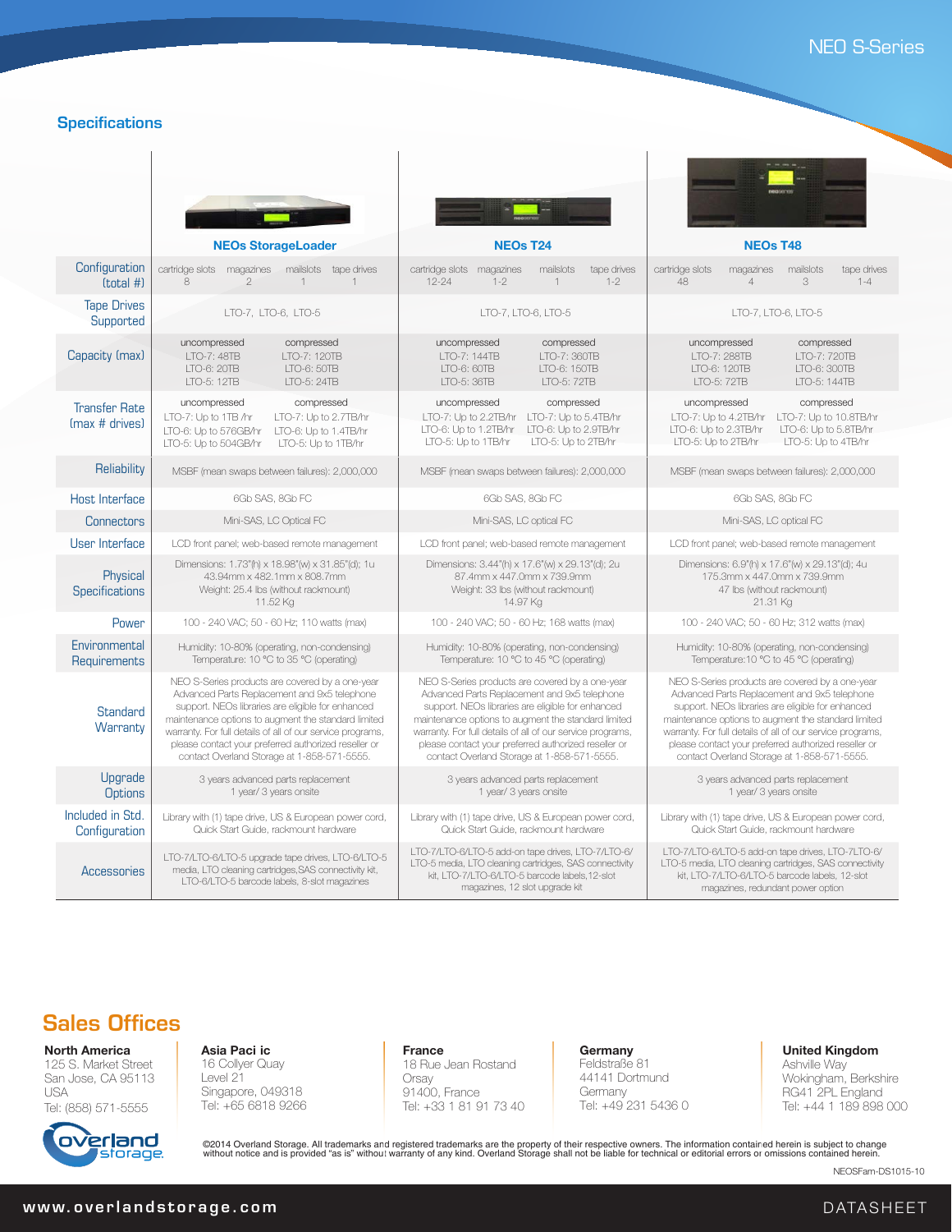## Specifications

| | NEOs StorageLoader | NEOs T24 | NEOs T48 |
|---|---|---|---|
| Configuration (total #) | cartridge slots 8, magazines 2, mailslots 1, tape drives 1 | cartridge slots 12-24, magazines 1-2, mailslots 1, tape drives 1-2 | cartridge slots 48, magazines 4, mailslots 3, tape drives 1-4 |
| Tape Drives Supported | LTO-7, LTO-6, LTO-5 | LTO-7, LTO-6, LTO-5 | LTO-7, LTO-6, LTO-5 |
| Capacity (max) | uncompressed: LTO-7: 48TB, LTO-6: 20TB, LTO-5: 12TB; compressed: LTO-7: 120TB, LTO-6: 50TB, LTO-5: 24TB | uncompressed: LTO-7: 144TB, LTO-6: 60TB, LTO-5: 36TB; compressed: LTO-7: 360TB, LTO-6: 150TB, LTO-5: 72TB | uncompressed: LTO-7: 288TB, LTO-6: 120TB, LTO-5: 72TB; compressed: LTO-7: 720TB, LTO-6: 300TB, LTO-5: 144TB |
| Transfer Rate (max # drives) | uncompressed: LTO-7: Up to 1TB /hr, LTO-6: Up to 576GB/hr, LTO-5: Up to 504GB/hr; compressed: LTO-7: Up to 2.7TB/hr, LTO-6: Up to 1.4TB/hr, LTO-5: Up to 1TB/hr | uncompressed: LTO-7: Up to 2.2TB/hr, LTO-6: Up to 1.2TB/hr, LTO-5: Up to 1TB/hr; compressed: LTO-7: Up to 5.4TB/hr, LTO-6: Up to 2.9TB/hr, LTO-5: Up to 2TB/hr | uncompressed: LTO-7: Up to 4.2TB/hr, LTO-6: Up to 2.3TB/hr, LTO-5: Up to 2TB/hr; compressed: LTO-7: Up to 10.8TB/hr, LTO-6: Up to 5.8TB/hr, LTO-5: Up to 4TB/hr |
| Reliability | MSBF (mean swaps between failures): 2,000,000 | MSBF (mean swaps between failures): 2,000,000 | MSBF (mean swaps between failures): 2,000,000 |
| Host Interface | 6Gb SAS, 8Gb FC | 6Gb SAS, 8Gb FC | 6Gb SAS, 8Gb FC |
| Connectors | Mini-SAS, LC Optical FC | Mini-SAS, LC optical FC | Mini-SAS, LC optical FC |
| User Interface | LCD front panel; web-based remote management | LCD front panel; web-based remote management | LCD front panel; web-based remote management |
| Physical Specifications | Dimensions: 1.73"(h) x 18.98"(w) x 31.85"(d); 1u, 43.94mm x 482.1mm x 808.7mm, Weight: 25.4 lbs (without rackmount), 11.52 Kg | Dimensions: 3.44"(h) x 17.6"(w) x 29.13"(d); 2u, 87.4mm x 447.0mm x 739.9mm, Weight: 33 lbs (without rackmount), 14.97 Kg | Dimensions: 6.9"(h) x 17.6"(w) x 29.13"(d); 4u, 175.3mm x 447.0mm x 739.9mm, 47 lbs (without rackmount), 21.31 Kg |
| Power | 100 - 240 VAC; 50 - 60 Hz; 110 watts (max) | 100 - 240 VAC; 50 - 60 Hz; 168 watts (max) | 100 - 240 VAC; 50 - 60 Hz; 312 watts (max) |
| Environmental Requirements | Humidity: 10-80% (operating, non-condensing), Temperature: 10 °C to 35 °C (operating) | Humidity: 10-80% (operating, non-condensing), Temperature: 10 °C to 45 °C (operating) | Humidity: 10-80% (operating, non-condensing), Temperature:10 °C to 45 °C (operating) |
| Standard Warranty | NEO S-Series products are covered by a one-year Advanced Parts Replacement and 9x5 telephone support. NEOs libraries are eligible for enhanced maintenance options to augment the standard limited warranty. For full details of all of our service programs, please contact your preferred authorized reseller or contact Overland Storage at 1-858-571-5555. | NEO S-Series products are covered by a one-year Advanced Parts Replacement and 9x5 telephone support. NEOs libraries are eligible for enhanced maintenance options to augment the standard limited warranty. For full details of all of our service programs, please contact your preferred authorized reseller or contact Overland Storage at 1-858-571-5555. | NEO S-Series products are covered by a one-year Advanced Parts Replacement and 9x5 telephone support. NEOs libraries are eligible for enhanced maintenance options to augment the standard limited warranty. For full details of all of our service programs, please contact your preferred authorized reseller or contact Overland Storage at 1-858-571-5555. |
| Upgrade Options | 3 years advanced parts replacement, 1 year/ 3 years onsite | 3 years advanced parts replacement, 1 year/ 3 years onsite | 3 years advanced parts replacement, 1 year/ 3 years onsite |
| Included in Std. Configuration | Library with (1) tape drive, US & European power cord, Quick Start Guide, rackmount hardware | Library with (1) tape drive, US & European power cord, Quick Start Guide, rackmount hardware | Library with (1) tape drive, US & European power cord, Quick Start Guide, rackmount hardware |
| Accessories | LTO-7/LTO-6/LTO-5 upgrade tape drives, LTO-6/LTO-5 media, LTO cleaning cartridges,SAS connectivity kit, LTO-6/LTO-5 barcode labels, 8-slot magazines | LTO-7/LTO-6/LTO-5 add-on tape drives, LTO-7/LTO-6/ LTO-5 media, LTO cleaning cartridges, SAS connectivity kit, LTO-7/LTO-6/LTO-5 barcode labels,12-slot magazines, 12 slot upgrade kit | LTO-7/LTO-6/LTO-5 add-on tape drives, LTO-7LTO-6/ LTO-5 media, LTO cleaning cartridges, SAS connectivity kit, LTO-7/LTO-6/LTO-5 barcode labels, 12-slot magazines, redundant power option |

## Sales Offices

**North America**
125 S. Market Street
San Jose, CA 95113
USA
Tel: (858) 571-5555

**Asia Paci ic**
16 Collyer Quay
Level 21
Singapore, 049318
Tel: +65 6818 9266

**France**
18 Rue Jean Rostand
Orsay
91400, France
Tel: +33 1 81 91 73 40

**Germany**
Feldstraße 81
44141 Dortmund
Germany
Tel: +49 231 5436 0

**United Kingdom**
Ashville Way
Wokingham, Berkshire
RG41 2PL England
Tel: +44 1 189 898 000

©2014 Overland Storage. All trademarks and registered trademarks are the property of their respective owners. The information contained herein is subject to change without notice and is provided "as is" without warranty of any kind. Overland Storage shall not be liable for technical or editorial errors or omissions contained herein.

NEOSFam-DS1015-10

www.overlandstorage.com

DATASHEET